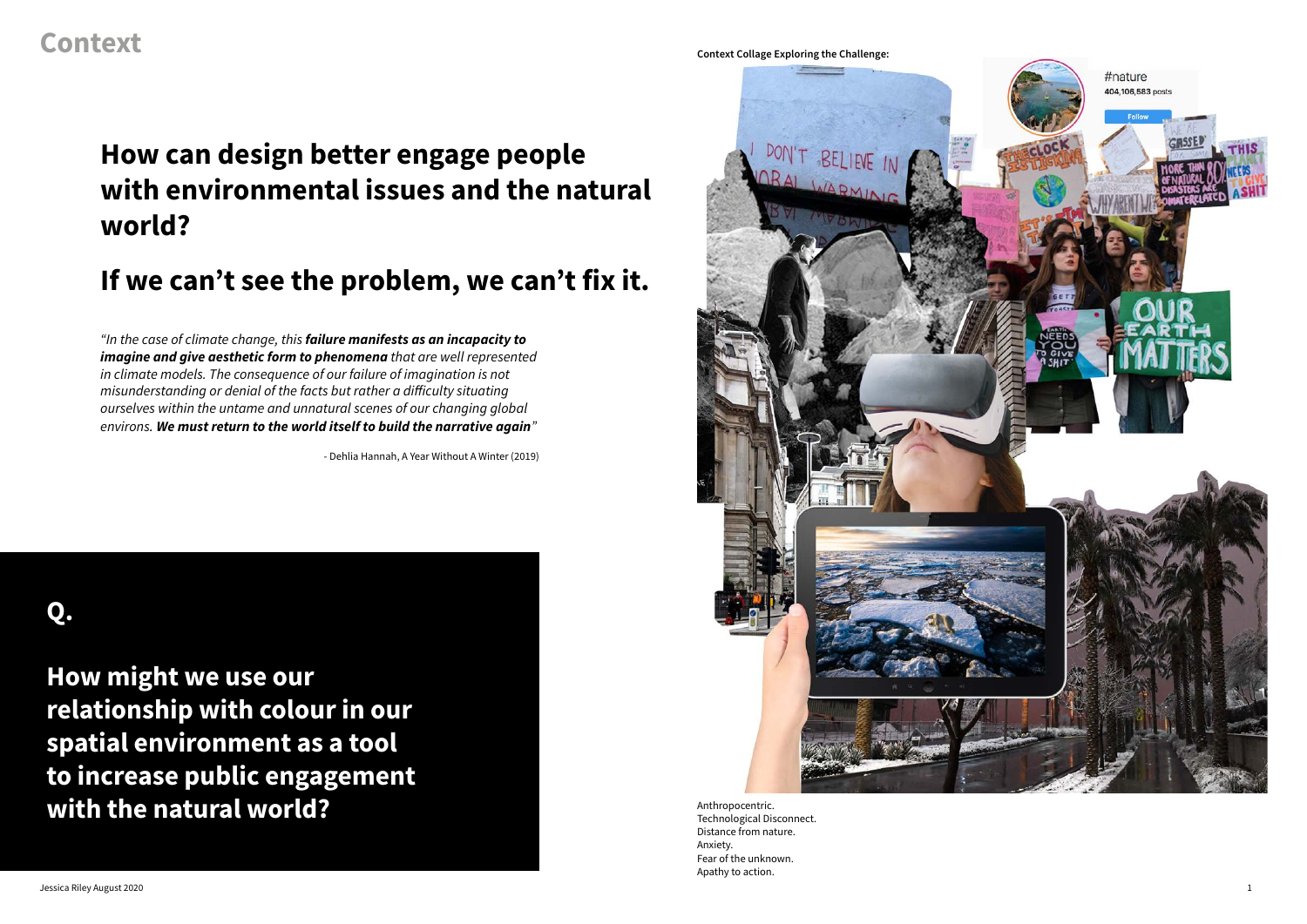# Context

## How can design better engage people with environmental issues and the natural world?

## If we can't see the problem, we can't fix it.

*"In the case of climate change, this **failure manifests as an incapacity to imagine and give aesthetic form to phenomena** that are well represented in climate models. The consequence of our failure of imagination is not misunderstanding or denial of the facts but rather a difficulty situating ourselves within the untame and unnatural scenes of our changing global environs. **We must return to the world itself to build the narrative again**"*

- Dehlia Hannah, A Year Without A Winter (2019)

## Q.

## How might we use our relationship with colour in our spatial environment as a tool to increase public engagement with the natural world?

**Context Collage Exploring the Challenge:**

Anthropocentric.
Technological Disconnect.
Distance from nature.
Anxiety.
Fear of the unknown.
Apathy to action.

Jessica Riley August 2020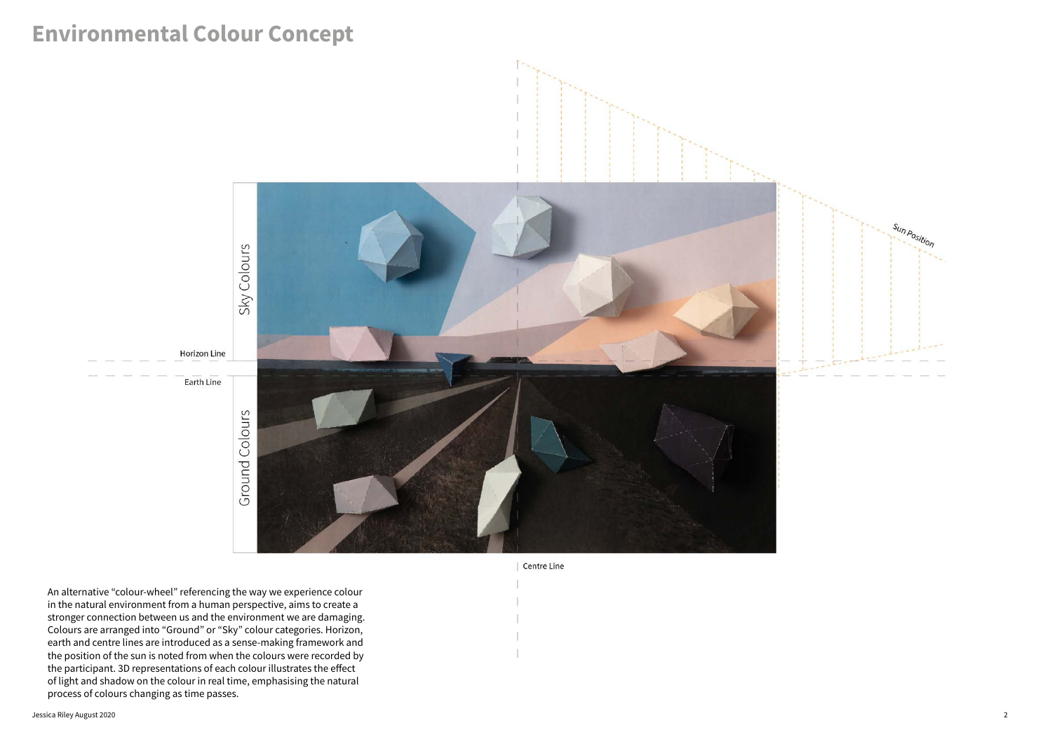# Environmental Colour Concept

Sky Colours

Horizon Line

Earth Line

Ground Colours

Sun Position

Centre Line

An alternative "colour-wheel" referencing the way we experience colour in the natural environment from a human perspective, aims to create a stronger connection between us and the environment we are damaging. Colours are arranged into "Ground" or "Sky" colour categories. Horizon, earth and centre lines are introduced as a sense-making framework and the position of the sun is noted from when the colours were recorded by the participant. 3D representations of each colour illustrates the effect of light and shadow on the colour in real time, emphasising the natural process of colours changing as time passes.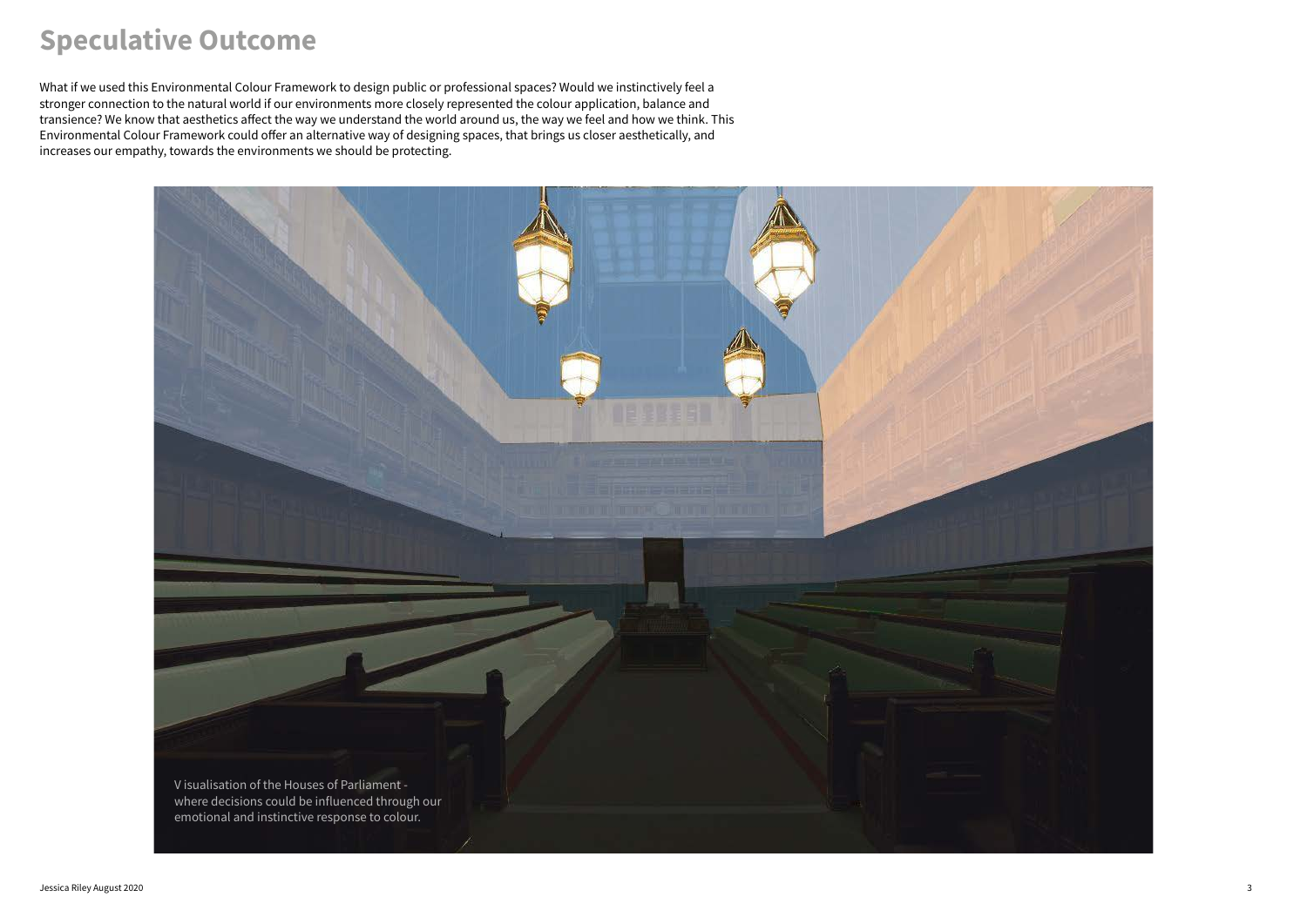# Speculative Outcome

What if we used this Environmental Colour Framework to design public or professional spaces? Would we instinctively feel a stronger connection to the natural world if our environments more closely represented the colour application, balance and transience? We know that aesthetics affect the way we understand the world around us, the way we feel and how we think. This Environmental Colour Framework could offer an alternative way of designing spaces, that brings us closer aesthetically, and increases our empathy, towards the environments we should be protecting.

V isualisation of the Houses of Parliament - where decisions could be influenced through our emotional and instinctive response to colour.